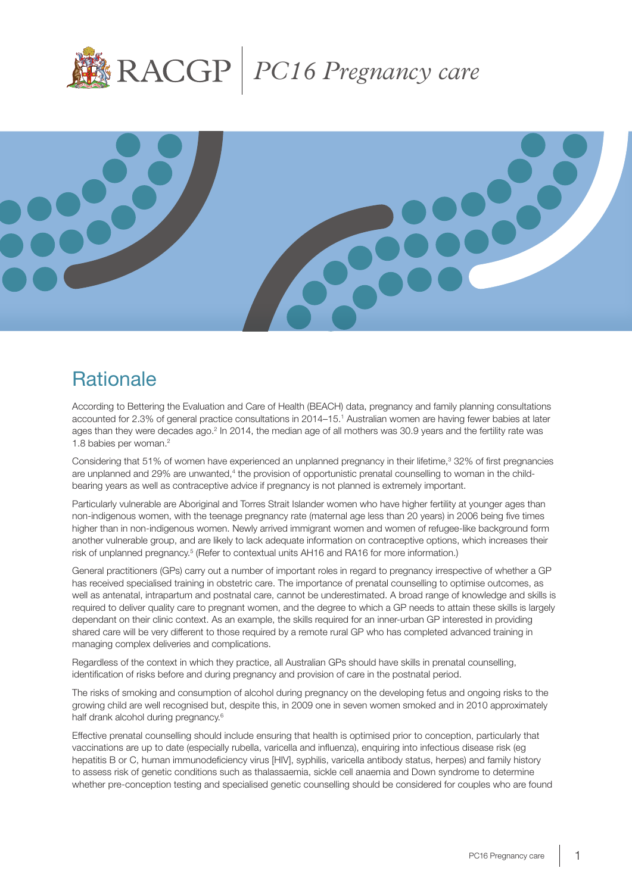# PC16 Pregnancy care

## Rationale

According to Bettering the Evaluation and Care of Health (BEACH) data, pregnancy and family planning consultations accounted for 2.3% of general practice consultations in 2014–15.[1] Australian women are having fewer babies at later ages than they were decades ago.[2] In 2014, the median age of all mothers was 30.9 years and the fertility rate was 1.8 babies per woman.[2]

Considering that 51% of women have experienced an unplanned pregnancy in their lifetime,[3] 32% of first pregnancies are unplanned and 29% are unwanted,[4] the provision of opportunistic prenatal counselling to woman in the child-bearing years as well as contraceptive advice if pregnancy is not planned is extremely important.

Particularly vulnerable are Aboriginal and Torres Strait Islander women who have higher fertility at younger ages than non-indigenous women, with the teenage pregnancy rate (maternal age less than 20 years) in 2006 being five times higher than in non-indigenous women. Newly arrived immigrant women and women of refugee-like background form another vulnerable group, and are likely to lack adequate information on contraceptive options, which increases their risk of unplanned pregnancy.[5] (Refer to contextual units AH16 and RA16 for more information.)

General practitioners (GPs) carry out a number of important roles in regard to pregnancy irrespective of whether a GP has received specialised training in obstetric care. The importance of prenatal counselling to optimise outcomes, as well as antenatal, intrapartum and postnatal care, cannot be underestimated. A broad range of knowledge and skills is required to deliver quality care to pregnant women, and the degree to which a GP needs to attain these skills is largely dependant on their clinic context. As an example, the skills required for an inner-urban GP interested in providing shared care will be very different to those required by a remote rural GP who has completed advanced training in managing complex deliveries and complications.

Regardless of the context in which they practice, all Australian GPs should have skills in prenatal counselling, identification of risks before and during pregnancy and provision of care in the postnatal period.

The risks of smoking and consumption of alcohol during pregnancy on the developing fetus and ongoing risks to the growing child are well recognised but, despite this, in 2009 one in seven women smoked and in 2010 approximately half drank alcohol during pregnancy.[6]

Effective prenatal counselling should include ensuring that health is optimised prior to conception, particularly that vaccinations are up to date (especially rubella, varicella and influenza), enquiring into infectious disease risk (eg hepatitis B or C, human immunodeficiency virus [HIV], syphilis, varicella antibody status, herpes) and family history to assess risk of genetic conditions such as thalassaemia, sickle cell anaemia and Down syndrome to determine whether pre-conception testing and specialised genetic counselling should be considered for couples who are found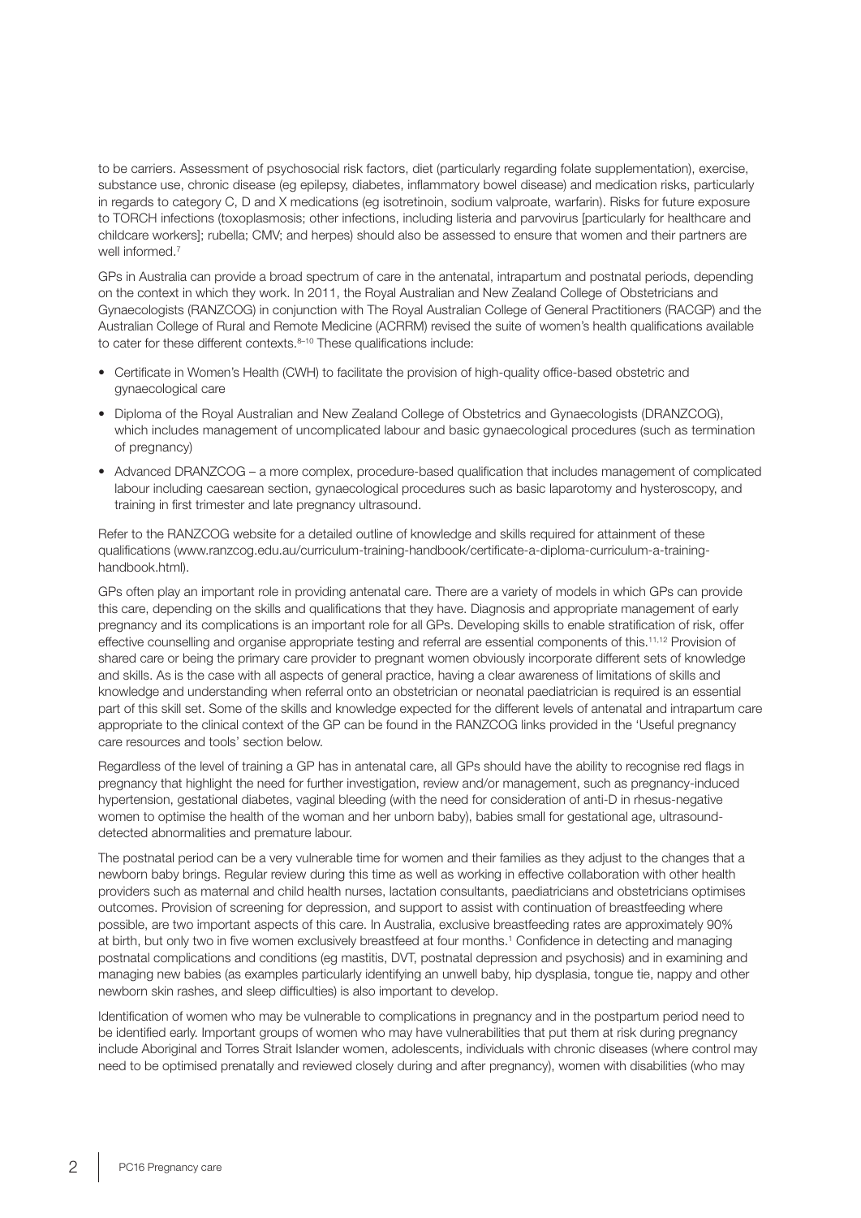to be carriers. Assessment of psychosocial risk factors, diet (particularly regarding folate supplementation), exercise, substance use, chronic disease (eg epilepsy, diabetes, inflammatory bowel disease) and medication risks, particularly in regards to category C, D and X medications (eg isotretinoin, sodium valproate, warfarin). Risks for future exposure to TORCH infections (toxoplasmosis; other infections, including listeria and parvovirus [particularly for healthcare and childcare workers]; rubella; CMV; and herpes) should also be assessed to ensure that women and their partners are well informed.[7]

GPs in Australia can provide a broad spectrum of care in the antenatal, intrapartum and postnatal periods, depending on the context in which they work. In 2011, the Royal Australian and New Zealand College of Obstetricians and Gynaecologists (RANZCOG) in conjunction with The Royal Australian College of General Practitioners (RACGP) and the Australian College of Rural and Remote Medicine (ACRRM) revised the suite of women's health qualifications available to cater for these different contexts.[8–10] These qualifications include:

- Certificate in Women's Health (CWH) to facilitate the provision of high-quality office-based obstetric and gynaecological care
- Diploma of the Royal Australian and New Zealand College of Obstetrics and Gynaecologists (DRANZCOG), which includes management of uncomplicated labour and basic gynaecological procedures (such as termination of pregnancy)
- Advanced DRANZCOG – a more complex, procedure-based qualification that includes management of complicated labour including caesarean section, gynaecological procedures such as basic laparotomy and hysteroscopy, and training in first trimester and late pregnancy ultrasound.

Refer to the RANZCOG website for a detailed outline of knowledge and skills required for attainment of these qualifications (www.ranzcog.edu.au/curriculum-training-handbook/certificate-a-diploma-curriculum-a-training-handbook.html).

GPs often play an important role in providing antenatal care. There are a variety of models in which GPs can provide this care, depending on the skills and qualifications that they have. Diagnosis and appropriate management of early pregnancy and its complications is an important role for all GPs. Developing skills to enable stratification of risk, offer effective counselling and organise appropriate testing and referral are essential components of this.[11,12] Provision of shared care or being the primary care provider to pregnant women obviously incorporate different sets of knowledge and skills. As is the case with all aspects of general practice, having a clear awareness of limitations of skills and knowledge and understanding when referral onto an obstetrician or neonatal paediatrician is required is an essential part of this skill set. Some of the skills and knowledge expected for the different levels of antenatal and intrapartum care appropriate to the clinical context of the GP can be found in the RANZCOG links provided in the 'Useful pregnancy care resources and tools' section below.

Regardless of the level of training a GP has in antenatal care, all GPs should have the ability to recognise red flags in pregnancy that highlight the need for further investigation, review and/or management, such as pregnancy-induced hypertension, gestational diabetes, vaginal bleeding (with the need for consideration of anti-D in rhesus-negative women to optimise the health of the woman and her unborn baby), babies small for gestational age, ultrasound-detected abnormalities and premature labour.

The postnatal period can be a very vulnerable time for women and their families as they adjust to the changes that a newborn baby brings. Regular review during this time as well as working in effective collaboration with other health providers such as maternal and child health nurses, lactation consultants, paediatricians and obstetricians optimises outcomes. Provision of screening for depression, and support to assist with continuation of breastfeeding where possible, are two important aspects of this care. In Australia, exclusive breastfeeding rates are approximately 90% at birth, but only two in five women exclusively breastfeed at four months.[1] Confidence in detecting and managing postnatal complications and conditions (eg mastitis, DVT, postnatal depression and psychosis) and in examining and managing new babies (as examples particularly identifying an unwell baby, hip dysplasia, tongue tie, nappy and other newborn skin rashes, and sleep difficulties) is also important to develop.

Identification of women who may be vulnerable to complications in pregnancy and in the postpartum period need to be identified early. Important groups of women who may have vulnerabilities that put them at risk during pregnancy include Aboriginal and Torres Strait Islander women, adolescents, individuals with chronic diseases (where control may need to be optimised prenatally and reviewed closely during and after pregnancy), women with disabilities (who may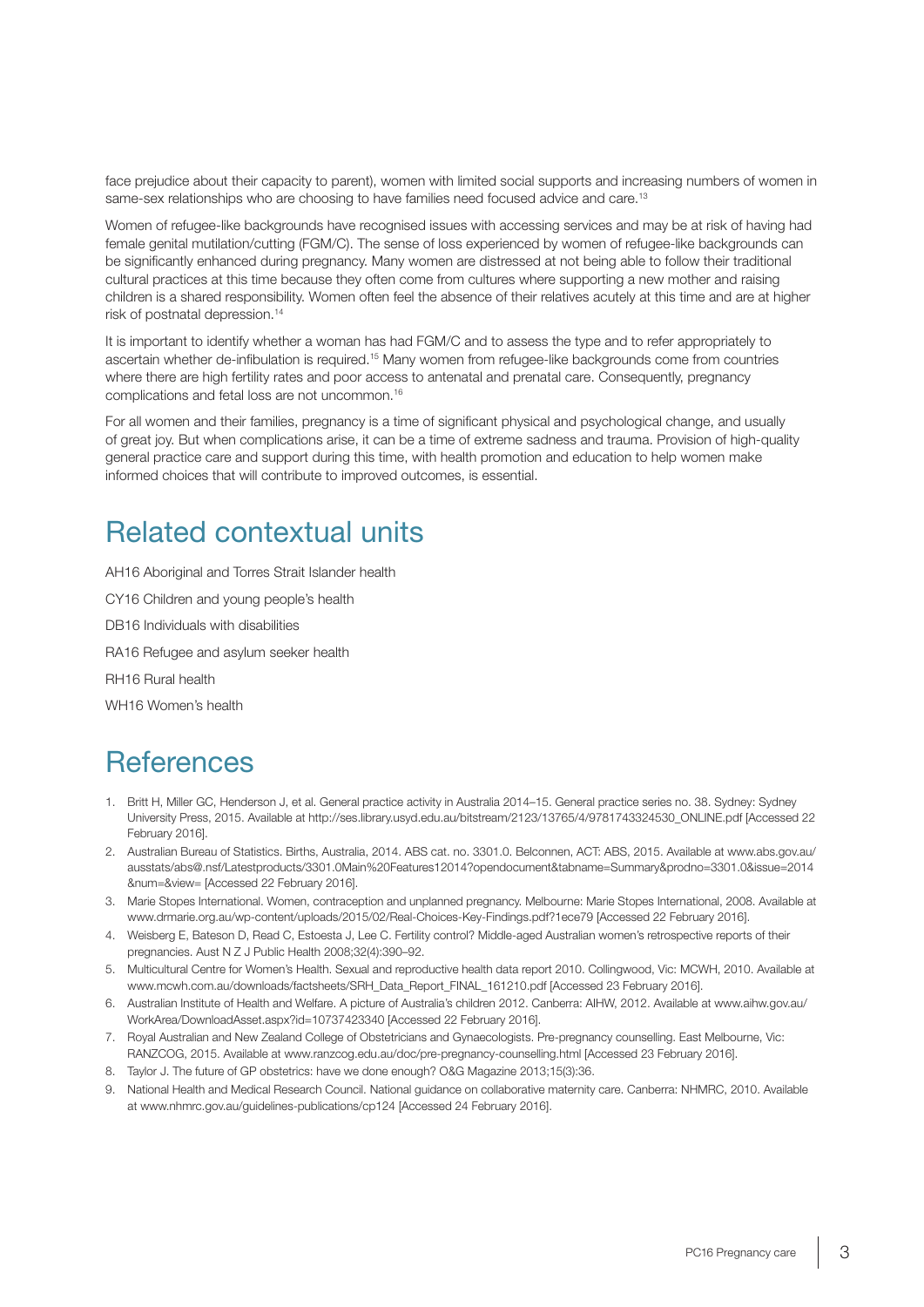face prejudice about their capacity to parent), women with limited social supports and increasing numbers of women in same-sex relationships who are choosing to have families need focused advice and care.[13]

Women of refugee-like backgrounds have recognised issues with accessing services and may be at risk of having had female genital mutilation/cutting (FGM/C). The sense of loss experienced by women of refugee-like backgrounds can be significantly enhanced during pregnancy. Many women are distressed at not being able to follow their traditional cultural practices at this time because they often come from cultures where supporting a new mother and raising children is a shared responsibility. Women often feel the absence of their relatives acutely at this time and are at higher risk of postnatal depression.[14]

It is important to identify whether a woman has had FGM/C and to assess the type and to refer appropriately to ascertain whether de-infibulation is required.[15] Many women from refugee-like backgrounds come from countries where there are high fertility rates and poor access to antenatal and prenatal care. Consequently, pregnancy complications and fetal loss are not uncommon.[16]

For all women and their families, pregnancy is a time of significant physical and psychological change, and usually of great joy. But when complications arise, it can be a time of extreme sadness and trauma. Provision of high-quality general practice care and support during this time, with health promotion and education to help women make informed choices that will contribute to improved outcomes, is essential.

## Related contextual units

AH16 Aboriginal and Torres Strait Islander health

CY16 Children and young people's health

DB16 Individuals with disabilities

RA16 Refugee and asylum seeker health

RH16 Rural health

WH16 Women's health

## References

1. Britt H, Miller GC, Henderson J, et al. General practice activity in Australia 2014–15. General practice series no. 38. Sydney: Sydney University Press, 2015. Available at http://ses.library.usyd.edu.au/bitstream/2123/13765/4/9781743324530_ONLINE.pdf [Accessed 22 February 2016].
2. Australian Bureau of Statistics. Births, Australia, 2014. ABS cat. no. 3301.0. Belconnen, ACT: ABS, 2015. Available at www.abs.gov.au/ausstats/abs@.nsf/Latestproducts/3301.0Main%20Features12014?opendocument&tabname=Summary&prodno=3301.0&issue=2014&num=&view= [Accessed 22 February 2016].
3. Marie Stopes International. Women, contraception and unplanned pregnancy. Melbourne: Marie Stopes International, 2008. Available at www.drmarie.org.au/wp-content/uploads/2015/02/Real-Choices-Key-Findings.pdf?1ece79 [Accessed 22 February 2016].
4. Weisberg E, Bateson D, Read C, Estoesta J, Lee C. Fertility control? Middle-aged Australian women's retrospective reports of their pregnancies. Aust N Z J Public Health 2008;32(4):390–92.
5. Multicultural Centre for Women's Health. Sexual and reproductive health data report 2010. Collingwood, Vic: MCWH, 2010. Available at www.mcwh.com.au/downloads/factsheets/SRH_Data_Report_FINAL_161210.pdf [Accessed 23 February 2016].
6. Australian Institute of Health and Welfare. A picture of Australia's children 2012. Canberra: AIHW, 2012. Available at www.aihw.gov.au/WorkArea/DownloadAsset.aspx?id=10737423340 [Accessed 22 February 2016].
7. Royal Australian and New Zealand College of Obstetricians and Gynaecologists. Pre-pregnancy counselling. East Melbourne, Vic: RANZCOG, 2015. Available at www.ranzcog.edu.au/doc/pre-pregnancy-counselling.html [Accessed 23 February 2016].
8. Taylor J. The future of GP obstetrics: have we done enough? O&G Magazine 2013;15(3):36.
9. National Health and Medical Research Council. National guidance on collaborative maternity care. Canberra: NHMRC, 2010. Available at www.nhmrc.gov.au/guidelines-publications/cp124 [Accessed 24 February 2016].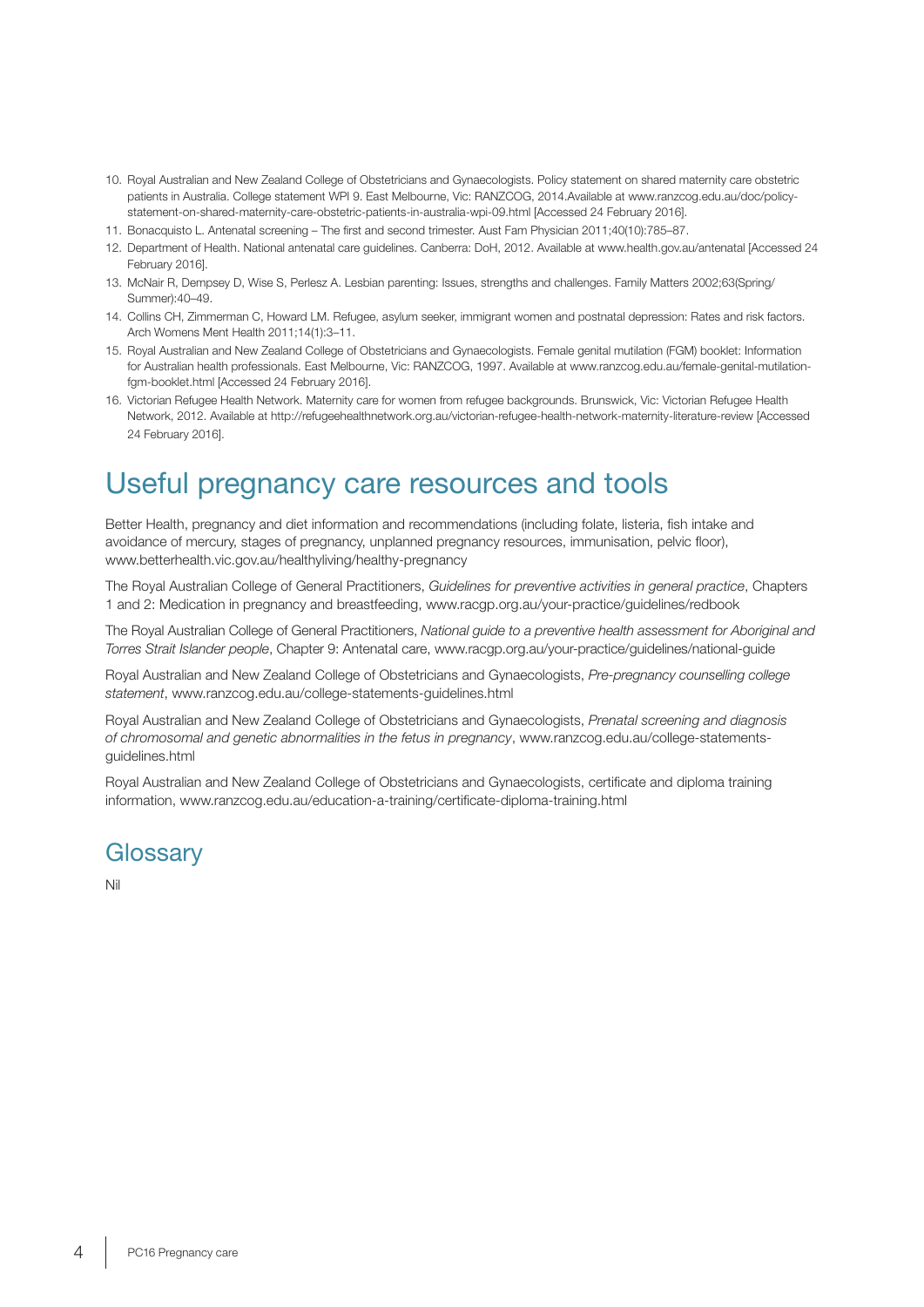10. Royal Australian and New Zealand College of Obstetricians and Gynaecologists. Policy statement on shared maternity care obstetric patients in Australia. College statement WPI 9. East Melbourne, Vic: RANZCOG, 2014.Available at www.ranzcog.edu.au/doc/policy-statement-on-shared-maternity-care-obstetric-patients-in-australia-wpi-09.html [Accessed 24 February 2016].
11. Bonacquisto L. Antenatal screening – The first and second trimester. Aust Fam Physician 2011;40(10):785–87.
12. Department of Health. National antenatal care guidelines. Canberra: DoH, 2012. Available at www.health.gov.au/antenatal [Accessed 24 February 2016].
13. McNair R, Dempsey D, Wise S, Perlesz A. Lesbian parenting: Issues, strengths and challenges. Family Matters 2002;63(Spring/Summer):40–49.
14. Collins CH, Zimmerman C, Howard LM. Refugee, asylum seeker, immigrant women and postnatal depression: Rates and risk factors. Arch Womens Ment Health 2011;14(1):3–11.
15. Royal Australian and New Zealand College of Obstetricians and Gynaecologists. Female genital mutilation (FGM) booklet: Information for Australian health professionals. East Melbourne, Vic: RANZCOG, 1997. Available at www.ranzcog.edu.au/female-genital-mutilation-fgm-booklet.html [Accessed 24 February 2016].
16. Victorian Refugee Health Network. Maternity care for women from refugee backgrounds. Brunswick, Vic: Victorian Refugee Health Network, 2012. Available at http://refugeehealthnetwork.org.au/victorian-refugee-health-network-maternity-literature-review [Accessed 24 February 2016].

# Useful pregnancy care resources and tools

Better Health, pregnancy and diet information and recommendations (including folate, listeria, fish intake and avoidance of mercury, stages of pregnancy, unplanned pregnancy resources, immunisation, pelvic floor), www.betterhealth.vic.gov.au/healthyliving/healthy-pregnancy

The Royal Australian College of General Practitioners, *Guidelines for preventive activities in general practice*, Chapters 1 and 2: Medication in pregnancy and breastfeeding, www.racgp.org.au/your-practice/guidelines/redbook

The Royal Australian College of General Practitioners, *National guide to a preventive health assessment for Aboriginal and Torres Strait Islander people*, Chapter 9: Antenatal care, www.racgp.org.au/your-practice/guidelines/national-guide

Royal Australian and New Zealand College of Obstetricians and Gynaecologists, *Pre-pregnancy counselling college statement*, www.ranzcog.edu.au/college-statements-guidelines.html

Royal Australian and New Zealand College of Obstetricians and Gynaecologists, *Prenatal screening and diagnosis of chromosomal and genetic abnormalities in the fetus in pregnancy*, www.ranzcog.edu.au/college-statements-guidelines.html

Royal Australian and New Zealand College of Obstetricians and Gynaecologists, certificate and diploma training information, www.ranzcog.edu.au/education-a-training/certificate-diploma-training.html

## Glossary

Nil